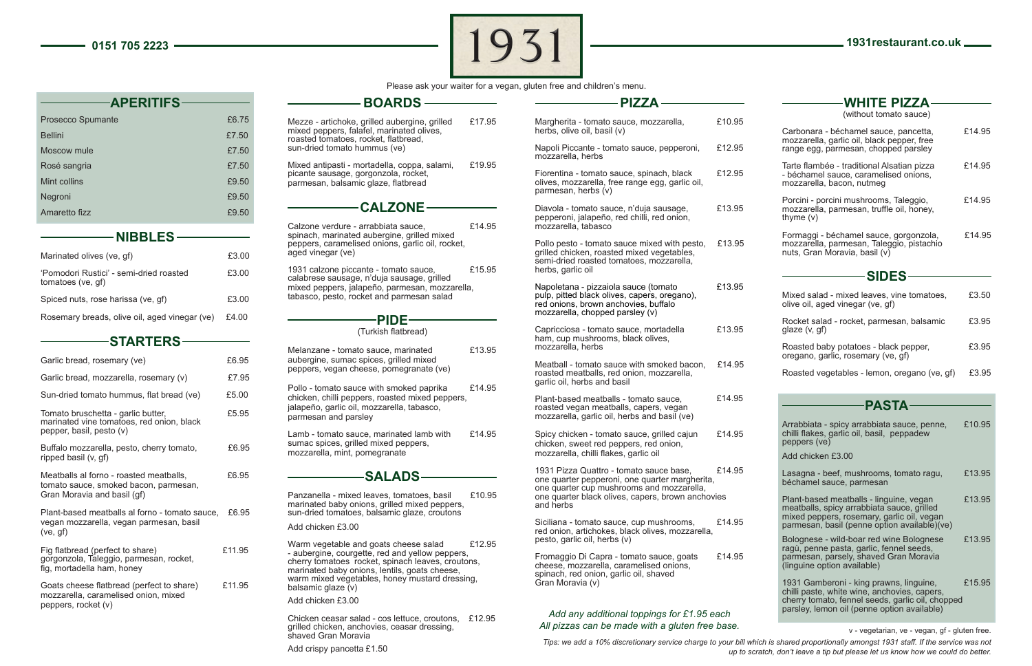0151 705 2223

# 1931

1931restaurant.co.uk

Please ask your waiter for a vegan, gluten free and children's menu.

## APERITIFS

| Item | Price |
|---|---|
| Prosecco Spumante | £6.75 |
| Bellini | £7.50 |
| Moscow mule | £7.50 |
| Rosé sangria | £7.50 |
| Mint collins | £9.50 |
| Negroni | £9.50 |
| Amaretto fizz | £9.50 |

## NIBBLES

| Item | Price |
|---|---|
| Marinated olives (ve, gf) | £3.00 |
| 'Pomodori Rustici' - semi-dried roasted tomatoes (ve, gf) | £3.00 |
| Spiced nuts, rose harissa (ve, gf) | £3.00 |
| Rosemary breads, olive oil, aged vinegar (ve) | £4.00 |

## STARTERS

| Item | Price |
|---|---|
| Garlic bread, rosemary (ve) | £6.95 |
| Garlic bread, mozzarella, rosemary (v) | £7.95 |
| Sun-dried tomato hummus, flat bread (ve) | £5.00 |
| Tomato bruschetta - garlic butter, marinated vine tomatoes, red onion, black pepper, basil, pesto (v) | £5.95 |
| Buffalo mozzarella, pesto, cherry tomato, ripped basil (v, gf) | £6.95 |
| Meatballs al forno - roasted meatballs, tomato sauce, smoked bacon, parmesan, Gran Moravia and basil (gf) | £6.95 |
| Plant-based meatballs al forno - tomato sauce, vegan mozzarella, vegan parmesan, basil (ve, gf) | £6.95 |
| Fig flatbread (perfect to share) gorgonzola, Taleggio, parmesan, rocket, fig, mortadella ham, honey | £11.95 |
| Goats cheese flatbread (perfect to share) mozzarella, caramelised onion, mixed peppers, rocket (v) | £11.95 |

## BOARDS

| Item | Price |
|---|---|
| Mezze - artichoke, grilled aubergine, grilled mixed peppers, falafel, marinated olives, roasted tomatoes, rocket, flatbread, sun-dried tomato hummus (ve) | £17.95 |
| Mixed antipasti - mortadella, coppa, salami, picante sausage, gorgonzola, parmesan, balsamic glaze, flatbread | £19.95 |

## CALZONE

| Item | Price |
|---|---|
| Calzone verdure - arrabbiata sauce, spinach, marinated aubergine, grilled mixed peppers, caramelised onions, garlic oil, rocket, aged vinegar (ve) | £14.95 |
| 1931 calzone piccante - tomato sauce, calabrese sausage, n'duja sausage, grilled mixed peppers, jalapeño, parmesan, mozzarella, tabasco, pesto, rocket and parmesan salad | £15.95 |

## PIDE

(Turkish flatbread)

| Item | Price |
|---|---|
| Melanzane - tomato sauce, marinated aubergine, sumac spices, grilled mixed peppers, vegan cheese, pomegranate (ve) | £13.95 |
| Pollo - tomato sauce with smoked paprika chicken, chilli peppers, roasted mixed peppers, jalapeño, garlic oil, mozzarella, tabasco, parmesan and parsley | £14.95 |
| Lamb - tomato sauce, marinated lamb with sumac spices, grilled mixed peppers, mozzarella, mint, pomegranate | £14.95 |

## SALADS

| Item | Price |
|---|---|
| Panzanella - mixed leaves, tomatoes, basil marinated baby onions, grilled mixed peppers, sun-dried tomatoes, balsamic glaze, croutons | £10.95 |
| Add chicken £3.00 | |
| Warm vegetable and goats cheese salad - aubergine, courgette, red and yellow peppers, cherry tomatoes rocket, spinach leaves, croutons, marinated baby onions, lentils, goats cheese, warm mixed vegetables, honey mustard dressing, balsamic glaze (v) | £12.95 |
| Add chicken £3.00 | |
| Chicken ceasar salad - cos lettuce, croutons, grilled chicken, anchovies, ceasar dressing, shaved Gran Moravia | £12.95 |
| Add crispy pancetta £1.50 | |

## PIZZA

| Item | Price |
|---|---|
| Margherita - tomato sauce, mozzarella, herbs, olive oil, basil (v) | £10.95 |
| Napoli Piccante - tomato sauce, pepperoni, mozzarella, herbs | £12.95 |
| Fiorentina - tomato sauce, spinach, black olives, mozzarella, free range egg, garlic oil, parmesan, herbs (v) | £12.95 |
| Diavola - tomato sauce, n'duja sausage, pepperoni, jalapeño, red chilli, red onion, mozzarella, tabasco | £13.95 |
| Pollo pesto - tomato sauce mixed with pesto, grilled chicken, roasted mixed vegetables, semi-dried roasted tomatoes, mozzarella, herbs, garlic oil | £13.95 |
| Napoletana - pizzaiola sauce (tomato pulp, pitted black olives, capers, oregano), red onions, brown anchovies, buffalo mozzarella, chopped parsley (v) | £13.95 |
| Capricciosa - tomato sauce, mortadella ham, cup mushrooms, black olives, mozzarella, herbs | £13.95 |
| Meatball - tomato sauce with smoked bacon, roasted meatballs, red onion, mozzarella, garlic oil, herbs and basil | £14.95 |
| Plant-based meatballs - tomato sauce, roasted vegan meatballs, capers, vegan mozzarella, garlic oil, herbs and basil (ve) | £14.95 |
| Spicy chicken - tomato sauce, grilled cajun chicken, sweet red peppers, red onion, mozzarella, chilli flakes, garlic oil | £14.95 |
| 1931 Pizza Quattro - tomato sauce base, one quarter pepperoni, one quarter margherita, one quarter cup mushrooms and mozzarella, one quarter black olives, capers, brown anchovies and herbs | £14.95 |
| Siciliana - tomato sauce, cup mushrooms, red onion, artichokes, black olives, mozzarella, pesto, garlic oil, herbs (v) | £14.95 |
| Fromaggio Di Capra - tomato sauce, goats cheese, mozzarella, caramelised onions, spinach, red onion, garlic oil, shaved Gran Moravia (v) | £14.95 |

*Add any additional toppings for £1.95 each*
*All pizzas can be made with a gluten free base.*

## WHITE PIZZA

(without tomato sauce)

| Item | Price |
|---|---|
| Carbonara - béchamel sauce, pancetta, mozzarella, garlic oil, black pepper, free range egg, parmesan, chopped parsley | £14.95 |
| Tarte flambée - traditional Alsatian pizza - béchamel sauce, caramelised onions, mozzarella, bacon, nutmeg | £14.95 |
| Porcini - porcini mushrooms, Taleggio, mozzarella, parmesan, truffle oil, honey, thyme (v) | £14.95 |
| Formaggi - béchamel sauce, gorgonzola, mozzarella, parmesan, Taleggio, pistachio nuts, Gran Moravia, basil (v) | £14.95 |

## SIDES

| Item | Price |
|---|---|
| Mixed salad - mixed leaves, vine tomatoes, olive oil, aged vinegar (ve, gf) | £3.50 |
| Rocket salad - rocket, parmesan, balsamic glaze (v, gf) | £3.95 |
| Roasted baby potatoes - black pepper, oregano, garlic, rosemary (ve, gf) | £3.95 |
| Roasted vegetables - lemon, oregano (ve, gf) | £3.95 |

## PASTA

| Item | Price |
|---|---|
| Arrabbiata - spicy arrabbiata sauce, penne, chilli flakes, garlic oil, basil, peppadew peppers (ve) | £10.95 |
| Add chicken £3.00 | |
| Lasagna - beef, mushrooms, tomato ragu, béchamel sauce, parmesan | £13.95 |
| Plant-based meatballs - linguine, vegan meatballs, spicy arrabbiata sauce, grilled mixed peppers, rosemary, garlic oil, vegan parmesan, basil (penne option available)(ve) | £13.95 |
| Bolognese - wild-boar red wine Bolognese ragù, penne pasta, garlic, fennel seeds, parmesan, parsley, shaved Gran Moravia (linguine option available) | £13.95 |
| 1931 Gamberoni - king prawns, linguine, chilli paste, white wine, anchovies, capers, cherry tomato, fennel seeds, garlic oil, chopped parsley, lemon oil (penne option available) | £15.95 |

v - vegetarian, ve - vegan, gf - gluten free.

*Tips: we add a 10% discretionary service charge to your bill which is shared proportionally amongst 1931 staff. If the service was not up to scratch, don't leave a tip but please let us know how we could do better.*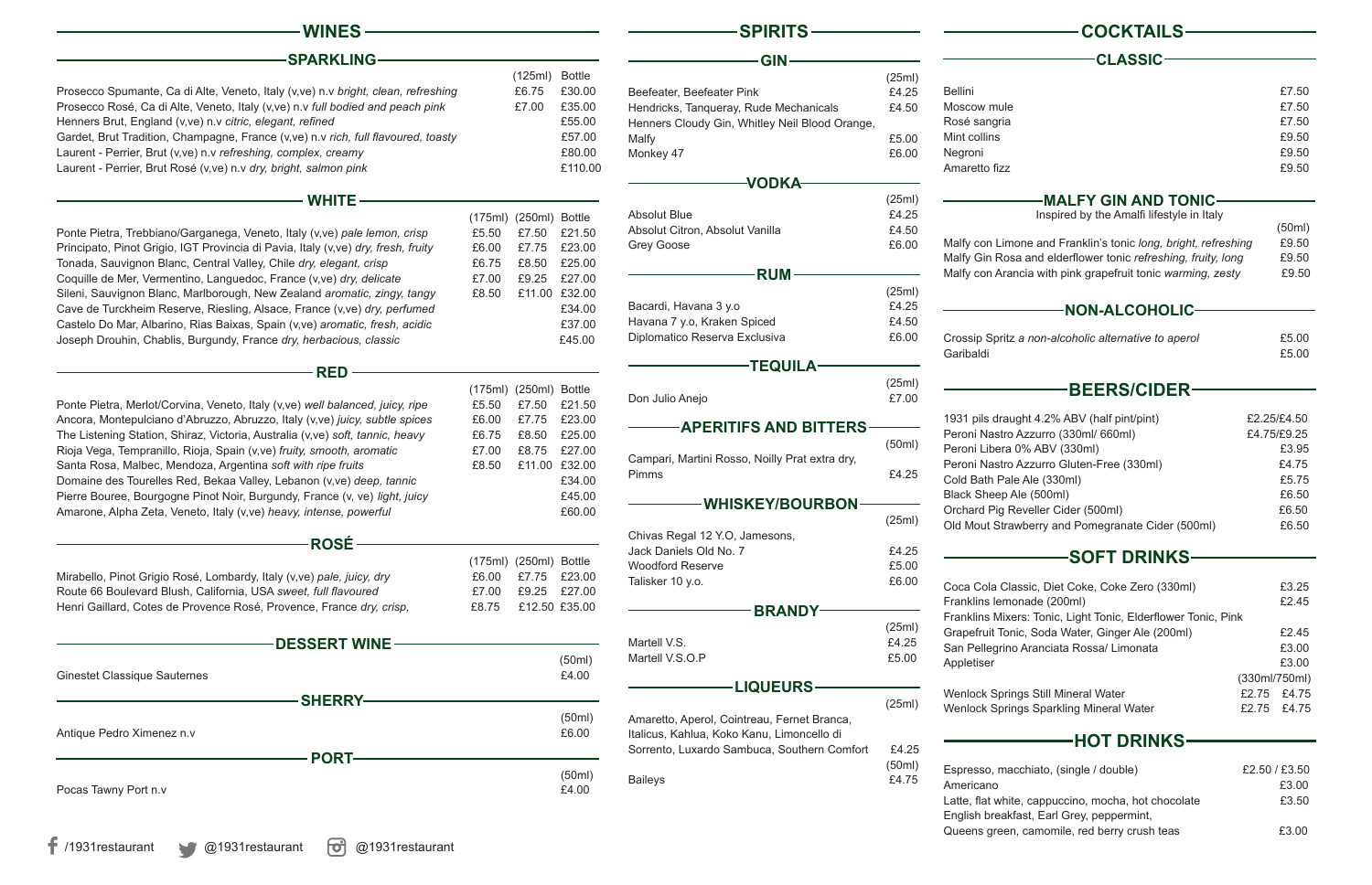# WINES

## SPARKLING

| | (125ml) | Bottle |
|---|---|---|
| Prosecco Spumante, Ca di Alte, Veneto, Italy (v,ve) n.v *bright, clean, refreshing* | £6.75 | £30.00 |
| Prosecco Rosé, Ca di Alte, Veneto, Italy (v,ve) n.v *full bodied and peach pink* | £7.00 | £35.00 |
| Henners Brut, England (v,ve) n.v *citric, elegant, refined* | | £55.00 |
| Gardet, Brut Tradition, Champagne, France (v,ve) n.v *rich, full flavoured, toasty* | | £57.00 |
| Laurent - Perrier, Brut (v,ve) n.v *refreshing, complex, creamy* | | £80.00 |
| Laurent - Perrier, Brut Rosé (v,ve) n.v *dry, bright, salmon pink* | | £110.00 |

## WHITE

| | (175ml) | (250ml) | Bottle |
|---|---|---|---|
| Ponte Pietra, Trebbiano/Garganega, Veneto, Italy (v,ve) *pale lemon, crisp* | £5.50 | £7.50 | £21.50 |
| Principato, Pinot Grigio, IGT Provincia di Pavia, Italy (v,ve) *dry, fresh, fruity* | £6.00 | £7.75 | £23.00 |
| Tonada, Sauvignon Blanc, Central Valley, Chile *dry, elegant, crisp* | £6.75 | £8.50 | £25.00 |
| Coquille de Mer, Vermentino, Languedoc, France (v,ve) *dry, delicate* | £7.00 | £9.25 | £27.00 |
| Sileni, Sauvignon Blanc, Marlborough, New Zealand *aromatic, zingy, tangy* | £8.50 | £11.00 | £32.00 |
| Cave de Turckheim Reserve, Riesling, Alsace, France (v,ve) *dry, perfumed* | | | £34.00 |
| Castelo Do Mar, Albarino, Rias Baixas, Spain (v,ve) *aromatic, fresh, acidic* | | | £37.00 |
| Joseph Drouhin, Chablis, Burgundy, France *dry, herbacious, classic* | | | £45.00 |

## RED

| | (175ml) | (250ml) | Bottle |
|---|---|---|---|
| Ponte Pietra, Merlot/Corvina, Veneto, Italy (v,ve) *well balanced, juicy, ripe* | £5.50 | £7.50 | £21.50 |
| Ancora, Montepulciano d'Abruzzo, Abruzzo, Italy (v,ve) *juicy, subtle spices* | £6.00 | £7.75 | £23.00 |
| The Listening Station, Shiraz, Victoria, Australia (v,ve) *soft, tannic, heavy* | £6.75 | £8.50 | £25.00 |
| Rioja Vega, Tempranillo, Rioja, Spain (v,ve) *fruity, smooth, aromatic* | £7.00 | £8.75 | £27.00 |
| Santa Rosa, Malbec, Mendoza, Argentina *soft with ripe fruits* | £8.50 | £11.00 | £32.00 |
| Domaine des Tourelles Red, Bekaa Valley, Lebanon (v,ve) *deep, tannic* | | | £34.00 |
| Pierre Bouree, Bourgogne Pinot Noir, Burgundy, France (v, ve) *light, juicy* | | | £45.00 |
| Amarone, Alpha Zeta, Veneto, Italy (v,ve) *heavy, intense, powerful* | | | £60.00 |

## ROSÉ

| | (175ml) | (250ml) | Bottle |
|---|---|---|---|
| Mirabello, Pinot Grigio Rosé, Lombardy, Italy (v,ve) *pale, juicy, dry* | £6.00 | £7.75 | £23.00 |
| Route 66 Boulevard Blush, California, USA *sweet, full flavoured* | £7.00 | £9.25 | £27.00 |
| Henri Gaillard, Cotes de Provence Rosé, Provence, France *dry, crisp,* | £8.75 | £12.50 | £35.00 |

## DESSERT WINE

| | (50ml) |
|---|---|
| Ginestet Classique Sauternes | £4.00 |

## SHERRY

| | (50ml) |
|---|---|
| Antique Pedro Ximenez n.v | £6.00 |

## PORT

| | (50ml) |
|---|---|
| Pocas Tawny Port n.v | £4.00 |

# SPIRITS

## GIN

| | (25ml) |
|---|---|
| Beefeater, Beefeater Pink | £4.25 |
| Hendricks, Tanqueray, Rude Mechanicals | £4.50 |
| Henners Cloudy Gin, Whitley Neil Blood Orange, Malfy | £5.00 |
| Monkey 47 | £6.00 |

## VODKA

| | (25ml) |
|---|---|
| Absolut Blue | £4.25 |
| Absolut Citron, Absolut Vanilla | £4.50 |
| Grey Goose | £6.00 |

## RUM

| | (25ml) |
|---|---|
| Bacardi, Havana 3 y.o | £4.25 |
| Havana 7 y.o, Kraken Spiced | £4.50 |
| Diplomatico Reserva Exclusiva | £6.00 |

## TEQUILA

| | (25ml) |
|---|---|
| Don Julio Anejo | £7.00 |

## APERITIFS AND BITTERS

| | (50ml) |
|---|---|
| Campari, Martini Rosso, Noilly Prat extra dry, Pimms | £4.25 |

## WHISKEY/BOURBON

| | (25ml) |
|---|---|
| Chivas Regal 12 Y.O, Jamesons, Jack Daniels Old No. 7 | £4.25 |
| Woodford Reserve | £5.00 |
| Talisker 10 y.o. | £6.00 |

## BRANDY

| | (25ml) |
|---|---|
| Martell V.S. | £4.25 |
| Martell V.S.O.P | £5.00 |

## LIQUEURS

| | |
|---|---|
| | (25ml) |
| Amaretto, Aperol, Cointreau, Fernet Branca, Italicus, Kahlua, Koko Kanu, Limoncello di Sorrento, Luxardo Sambuca, Southern Comfort | £4.25 |
| | (50ml) |
| Baileys | £4.75 |

# COCKTAILS

## CLASSIC

| | |
|---|---|
| Bellini | £7.50 |
| Moscow mule | £7.50 |
| Rosé sangria | £7.50 |
| Mint collins | £9.50 |
| Negroni | £9.50 |
| Amaretto fizz | £9.50 |

## MALFY GIN AND TONIC

Inspired by the Amalfi lifestyle in Italy

| | (50ml) |
|---|---|
| Malfy con Limone and Franklin's tonic *long, bright, refreshing* | £9.50 |
| Malfy Gin Rosa and elderflower tonic *refreshing, fruity, long* | £9.50 |
| Malfy con Arancia with pink grapefruit tonic *warming, zesty* | £9.50 |

## NON-ALCOHOLIC

| | |
|---|---|
| Crossip Spritz *a non-alcoholic alternative to aperol* | £5.00 |
| Garibaldi | £5.00 |

# BEERS/CIDER

| | |
|---|---|
| 1931 pils draught 4.2% ABV (half pint/pint) | £2.25/£4.50 |
| Peroni Nastro Azzurro (330ml/ 660ml) | £4.75/£9.25 |
| Peroni Libera 0% ABV (330ml) | £3.95 |
| Peroni Nastro Azzurro Gluten-Free (330ml) | £4.75 |
| Cold Bath Pale Ale (330ml) | £5.75 |
| Black Sheep Ale (500ml) | £6.50 |
| Orchard Pig Reveller Cider (500ml) | £6.50 |
| Old Mout Strawberry and Pomegranate Cider (500ml) | £6.50 |

# SOFT DRINKS

| | | |
|---|---|---|
| Coca Cola Classic, Diet Coke, Coke Zero (330ml) | | £3.25 |
| Franklins lemonade (200ml) | | £2.45 |
| Franklins Mixers: Tonic, Light Tonic, Elderflower Tonic, Pink Grapefruit Tonic, Soda Water, Ginger Ale (200ml) | | £2.45 |
| San Pellegrino Aranciata Rossa/ Limonata | | £3.00 |
| Appletiser | | £3.00 |
| | (330ml/750ml) | |
| Wenlock Springs Still Mineral Water | £2.75 | £4.75 |
| Wenlock Springs Sparkling Mineral Water | £2.75 | £4.75 |

# HOT DRINKS

| | |
|---|---|
| Espresso, macchiato, (single / double) | £2.50 / £3.50 |
| Americano | £3.00 |
| Latte, flat white, cappuccino, mocha, hot chocolate | £3.50 |
| English breakfast, Earl Grey, peppermint, Queens green, camomile, red berry crush teas | £3.00 |

/1931restaurant @1931restaurant @1931restaurant